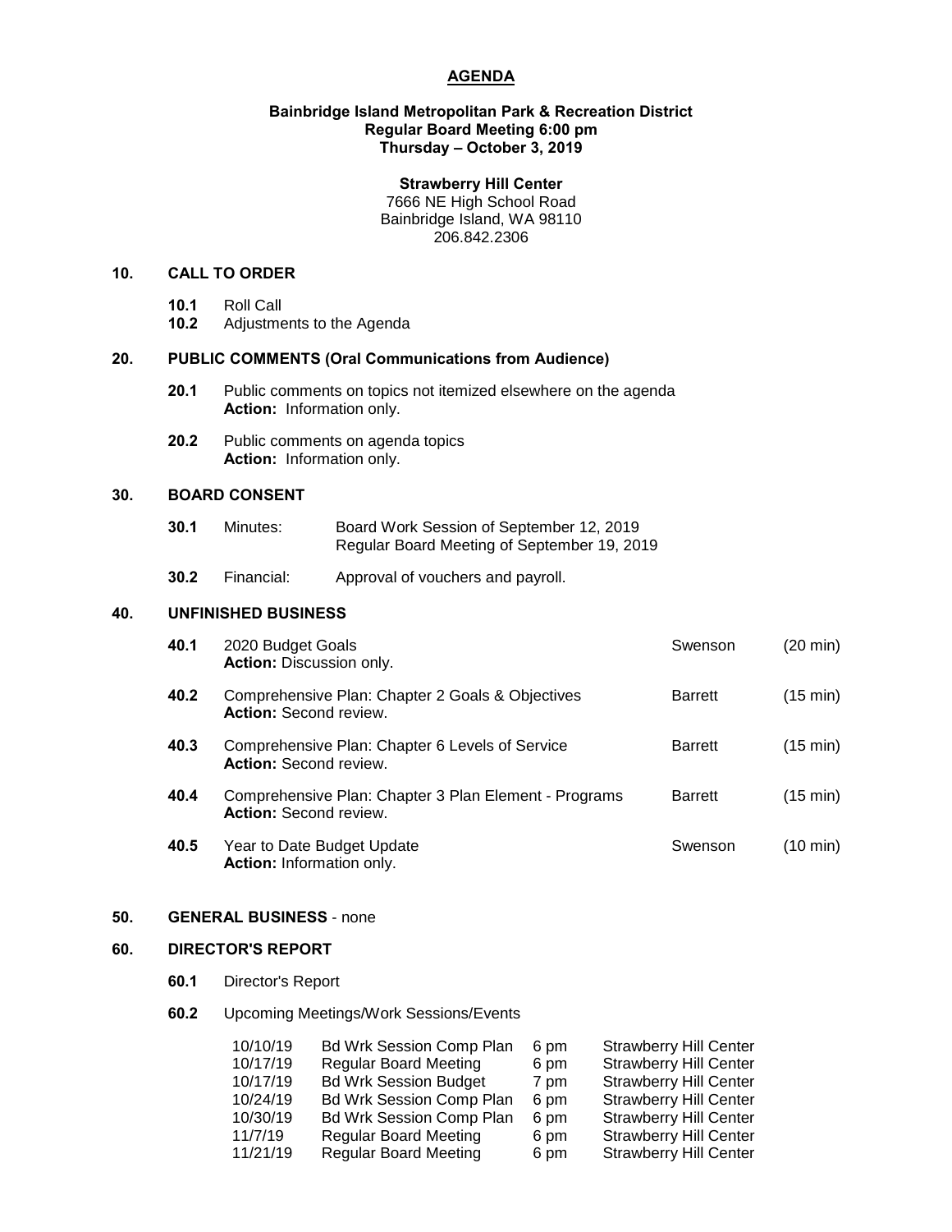# AGENDA

**Bainbridge Island Metropolitan Park & Recreation District**
**Regular Board Meeting 6:00 pm**
**Thursday – October 3, 2019**

**Strawberry Hill Center**
7666 NE High School Road
Bainbridge Island, WA 98110
206.842.2306

## 10. CALL TO ORDER

**10.1** Roll Call
**10.2** Adjustments to the Agenda

## 20. PUBLIC COMMENTS (Oral Communications from Audience)

**20.1** Public comments on topics not itemized elsewhere on the agenda
**Action:** Information only.

**20.2** Public comments on agenda topics
**Action:** Information only.

## 30. BOARD CONSENT

**30.1** Minutes: Board Work Session of September 12, 2019
Regular Board Meeting of September 19, 2019

**30.2** Financial: Approval of vouchers and payroll.

## 40. UNFINISHED BUSINESS

| | Item | Presenter | Time |
|---|---|---|---|
| **40.1** | 2020 Budget Goals<br>**Action:** Discussion only. | Swenson | (20 min) |
| **40.2** | Comprehensive Plan: Chapter 2 Goals & Objectives<br>**Action:** Second review. | Barrett | (15 min) |
| **40.3** | Comprehensive Plan: Chapter 6 Levels of Service<br>**Action:** Second review. | Barrett | (15 min) |
| **40.4** | Comprehensive Plan: Chapter 3 Plan Element - Programs<br>**Action:** Second review. | Barrett | (15 min) |
| **40.5** | Year to Date Budget Update<br>**Action:** Information only. | Swenson | (10 min) |

## 50. GENERAL BUSINESS - none

## 60. DIRECTOR'S REPORT

**60.1** Director's Report

**60.2** Upcoming Meetings/Work Sessions/Events

| | | | |
|---|---|---|---|
| 10/10/19 | Bd Wrk Session Comp Plan | 6 pm | Strawberry Hill Center |
| 10/17/19 | Regular Board Meeting | 6 pm | Strawberry Hill Center |
| 10/17/19 | Bd Wrk Session Budget | 7 pm | Strawberry Hill Center |
| 10/24/19 | Bd Wrk Session Comp Plan | 6 pm | Strawberry Hill Center |
| 10/30/19 | Bd Wrk Session Comp Plan | 6 pm | Strawberry Hill Center |
| 11/7/19 | Regular Board Meeting | 6 pm | Strawberry Hill Center |
| 11/21/19 | Regular Board Meeting | 6 pm | Strawberry Hill Center |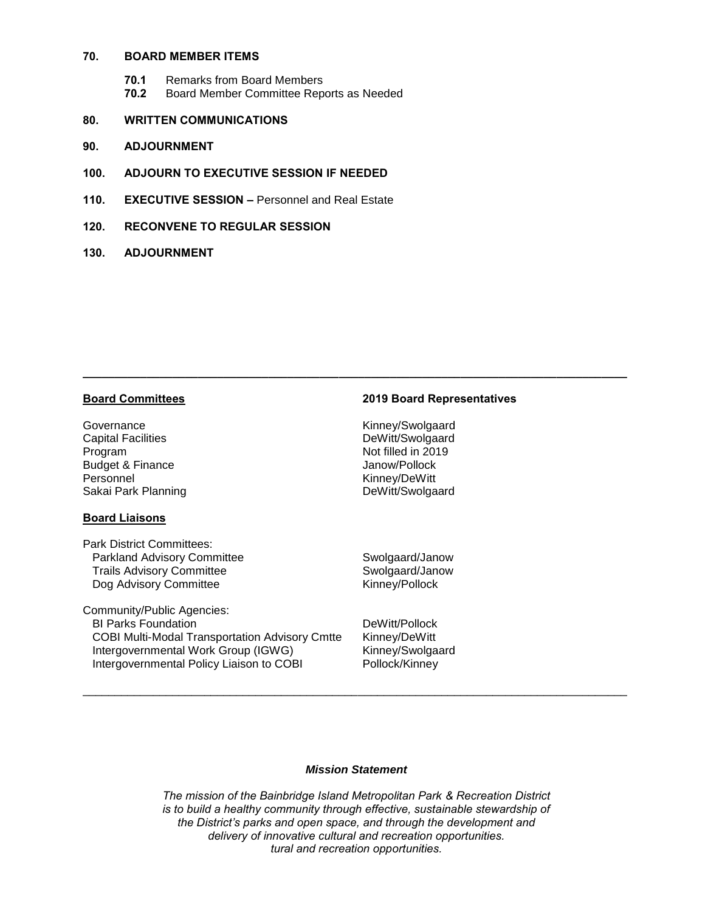**70. BOARD MEMBER ITEMS**

- **70.1** Remarks from Board Members
- **70.2** Board Member Committee Reports as Needed

**80. WRITTEN COMMUNICATIONS**

**90. ADJOURNMENT**

**100. ADJOURN TO EXECUTIVE SESSION IF NEEDED**

**110. EXECUTIVE SESSION –** Personnel and Real Estate

**120. RECONVENE TO REGULAR SESSION**

**130. ADJOURNMENT**

---

| **Board Committees** | **2019 Board Representatives** |
|---|---|
| Governance | Kinney/Swolgaard |
| Capital Facilities | DeWitt/Swolgaard |
| Program | Not filled in 2019 |
| Budget & Finance | Janow/Pollock |
| Personnel | Kinney/DeWitt |
| Sakai Park Planning | DeWitt/Swolgaard |
| **Board Liaisons** | |
| Park District Committees: | |
| Parkland Advisory Committee | Swolgaard/Janow |
| Trails Advisory Committee | Swolgaard/Janow |
| Dog Advisory Committee | Kinney/Pollock |
| Community/Public Agencies: | |
| BI Parks Foundation | DeWitt/Pollock |
| COBI Multi-Modal Transportation Advisory Cmtte | Kinney/DeWitt |
| Intergovernmental Work Group (IGWG) | Kinney/Swolgaard |
| Intergovernmental Policy Liaison to COBI | Pollock/Kinney |

---

***Mission Statement***

*The mission of the Bainbridge Island Metropolitan Park & Recreation District is to build a healthy community through effective, sustainable stewardship of the District's parks and open space, and through the development and delivery of innovative cultural and recreation opportunities.*
*tural and recreation opportunities.*